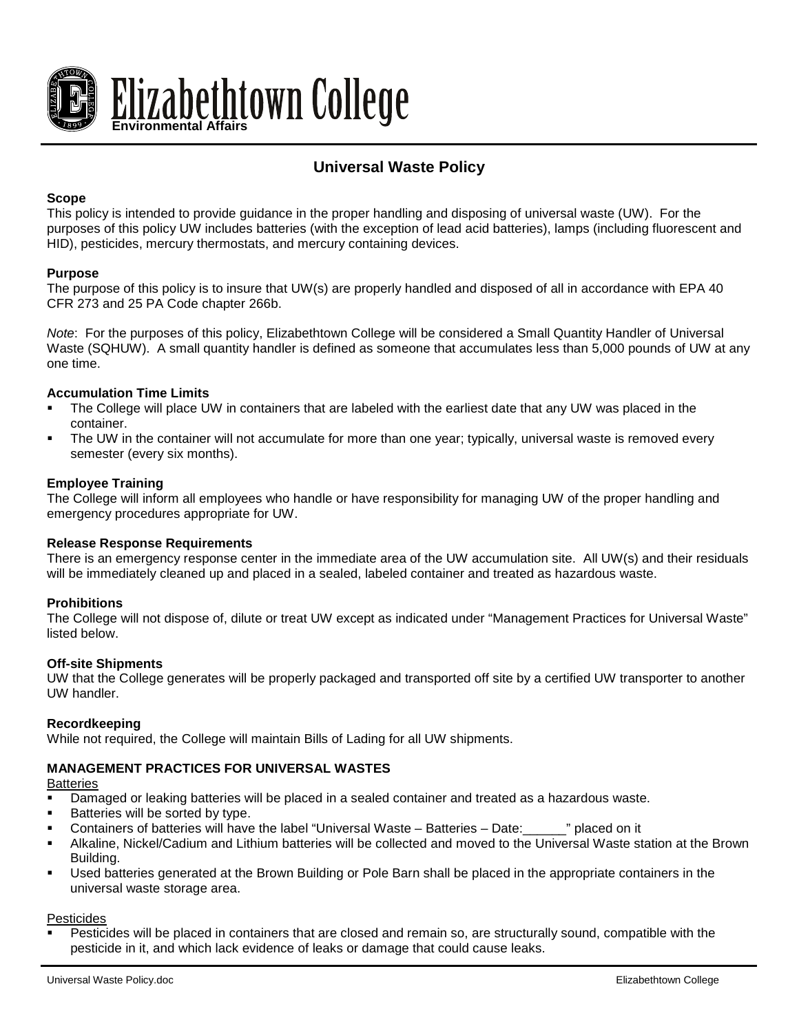# Elizabethtown College

**Environmental Affairs**

## Universal Waste Policy

**Scope**

This policy is intended to provide guidance in the proper handling and disposing of universal waste (UW). For the purposes of this policy UW includes batteries (with the exception of lead acid batteries), lamps (including fluorescent and HID), pesticides, mercury thermostats, and mercury containing devices.

**Purpose**

The purpose of this policy is to insure that UW(s) are properly handled and disposed of all in accordance with EPA 40 CFR 273 and 25 PA Code chapter 266b.

*Note*: For the purposes of this policy, Elizabethtown College will be considered a Small Quantity Handler of Universal Waste (SQHUW). A small quantity handler is defined as someone that accumulates less than 5,000 pounds of UW at any one time.

**Accumulation Time Limits**

- The College will place UW in containers that are labeled with the earliest date that any UW was placed in the container.
- The UW in the container will not accumulate for more than one year; typically, universal waste is removed every semester (every six months).

**Employee Training**

The College will inform all employees who handle or have responsibility for managing UW of the proper handling and emergency procedures appropriate for UW.

**Release Response Requirements**

There is an emergency response center in the immediate area of the UW accumulation site. All UW(s) and their residuals will be immediately cleaned up and placed in a sealed, labeled container and treated as hazardous waste.

**Prohibitions**

The College will not dispose of, dilute or treat UW except as indicated under "Management Practices for Universal Waste" listed below.

**Off-site Shipments**

UW that the College generates will be properly packaged and transported off site by a certified UW transporter to another UW handler.

**Recordkeeping**

While not required, the College will maintain Bills of Lading for all UW shipments.

**MANAGEMENT PRACTICES FOR UNIVERSAL WASTES**

Batteries

- Damaged or leaking batteries will be placed in a sealed container and treated as a hazardous waste.
- Batteries will be sorted by type.
- Containers of batteries will have the label "Universal Waste – Batteries – Date:______" placed on it
- Alkaline, Nickel/Cadium and Lithium batteries will be collected and moved to the Universal Waste station at the Brown Building.
- Used batteries generated at the Brown Building or Pole Barn shall be placed in the appropriate containers in the universal waste storage area.

Pesticides

- Pesticides will be placed in containers that are closed and remain so, are structurally sound, compatible with the pesticide in it, and which lack evidence of leaks or damage that could cause leaks.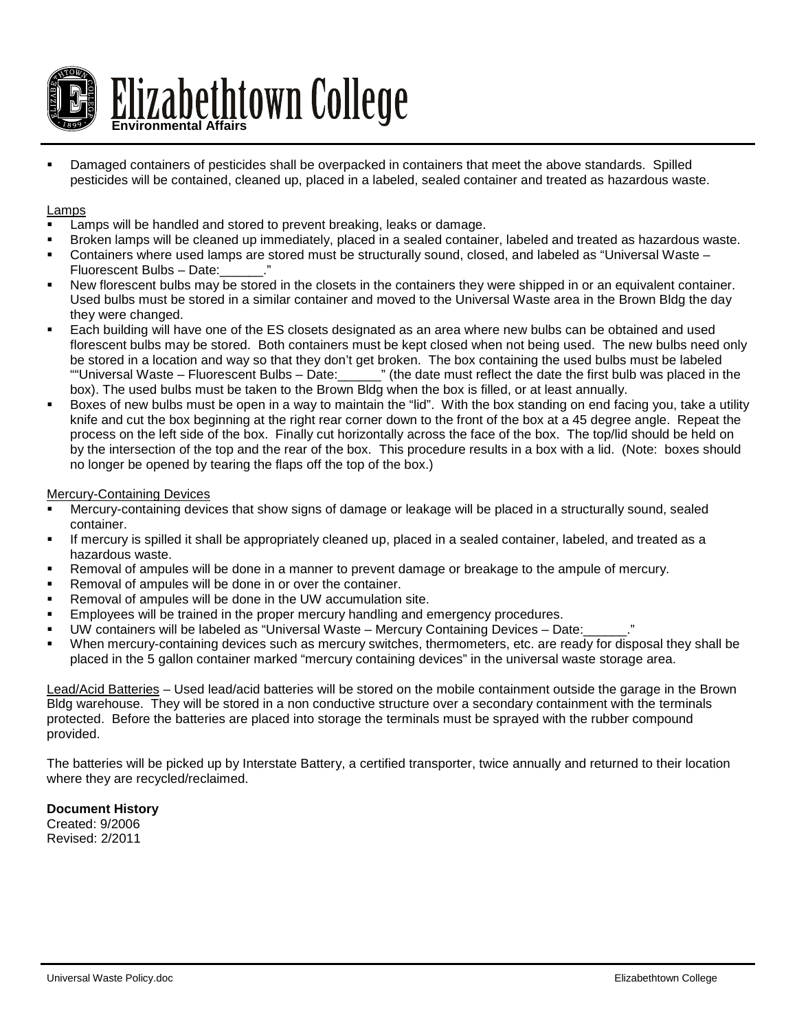- Damaged containers of pesticides shall be overpacked in containers that meet the above standards. Spilled pesticides will be contained, cleaned up, placed in a labeled, sealed container and treated as hazardous waste.

Lamps

- Lamps will be handled and stored to prevent breaking, leaks or damage.
- Broken lamps will be cleaned up immediately, placed in a sealed container, labeled and treated as hazardous waste.
- Containers where used lamps are stored must be structurally sound, closed, and labeled as "Universal Waste – Fluorescent Bulbs – Date:______."
- New florescent bulbs may be stored in the closets in the containers they were shipped in or an equivalent container. Used bulbs must be stored in a similar container and moved to the Universal Waste area in the Brown Bldg the day they were changed.
- Each building will have one of the ES closets designated as an area where new bulbs can be obtained and used florescent bulbs may be stored. Both containers must be kept closed when not being used. The new bulbs need only be stored in a location and way so that they don't get broken. The box containing the used bulbs must be labeled ""Universal Waste – Fluorescent Bulbs – Date:______" (the date must reflect the date the first bulb was placed in the box). The used bulbs must be taken to the Brown Bldg when the box is filled, or at least annually.
- Boxes of new bulbs must be open in a way to maintain the "lid". With the box standing on end facing you, take a utility knife and cut the box beginning at the right rear corner down to the front of the box at a 45 degree angle. Repeat the process on the left side of the box. Finally cut horizontally across the face of the box. The top/lid should be held on by the intersection of the top and the rear of the box. This procedure results in a box with a lid. (Note: boxes should no longer be opened by tearing the flaps off the top of the box.)

Mercury-Containing Devices

- Mercury-containing devices that show signs of damage or leakage will be placed in a structurally sound, sealed container.
- If mercury is spilled it shall be appropriately cleaned up, placed in a sealed container, labeled, and treated as a hazardous waste.
- Removal of ampules will be done in a manner to prevent damage or breakage to the ampule of mercury.
- Removal of ampules will be done in or over the container.
- Removal of ampules will be done in the UW accumulation site.
- Employees will be trained in the proper mercury handling and emergency procedures.
- UW containers will be labeled as "Universal Waste – Mercury Containing Devices – Date:______."
- When mercury-containing devices such as mercury switches, thermometers, etc. are ready for disposal they shall be placed in the 5 gallon container marked "mercury containing devices" in the universal waste storage area.

Lead/Acid Batteries – Used lead/acid batteries will be stored on the mobile containment outside the garage in the Brown Bldg warehouse. They will be stored in a non conductive structure over a secondary containment with the terminals protected. Before the batteries are placed into storage the terminals must be sprayed with the rubber compound provided.

The batteries will be picked up by Interstate Battery, a certified transporter, twice annually and returned to their location where they are recycled/reclaimed.

**Document History**

Created: 9/2006
Revised: 2/2011